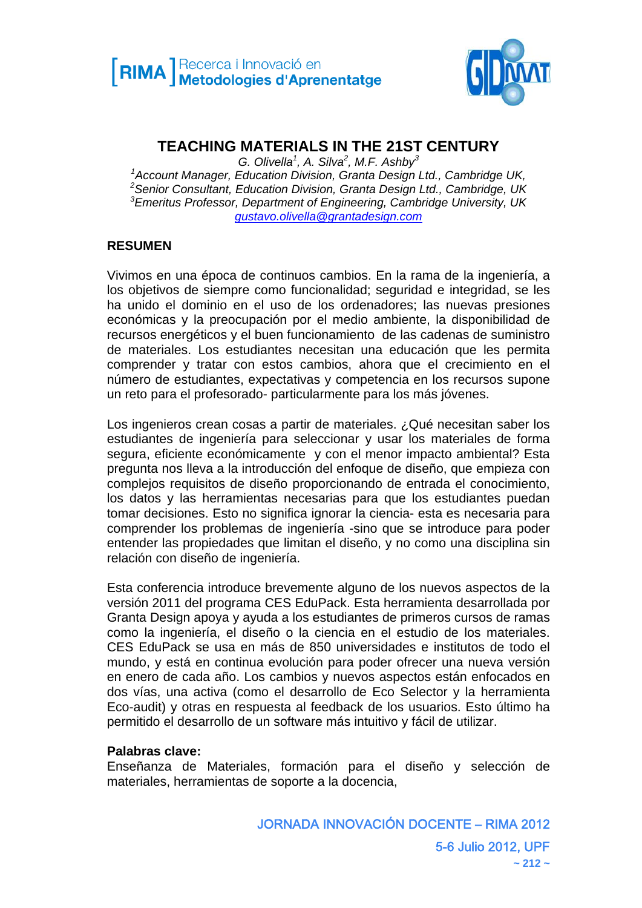# TEACHING MATERIALS IN THE 21ST CENTURY

*G. Olivella[1], A. Silva[2], M.F. Ashby[3]*

[1]*Account Manager, Education Division, Granta Design Ltd., Cambridge UK,*
[2]*Senior Consultant, Education Division, Granta Design Ltd., Cambridge, UK*
[3]*Emeritus Professor, Department of Engineering, Cambridge University, UK*
*gustavo.olivella@grantadesign.com*

## RESUMEN

Vivimos en una época de continuos cambios. En la rama de la ingeniería, a los objetivos de siempre como funcionalidad; seguridad e integridad, se les ha unido el dominio en el uso de los ordenadores; las nuevas presiones económicas y la preocupación por el medio ambiente, la disponibilidad de recursos energéticos y el buen funcionamiento de las cadenas de suministro de materiales. Los estudiantes necesitan una educación que les permita comprender y tratar con estos cambios, ahora que el crecimiento en el número de estudiantes, expectativas y competencia en los recursos supone un reto para el profesorado- particularmente para los más jóvenes.

Los ingenieros crean cosas a partir de materiales. ¿Qué necesitan saber los estudiantes de ingeniería para seleccionar y usar los materiales de forma segura, eficiente económicamente y con el menor impacto ambiental? Esta pregunta nos lleva a la introducción del enfoque de diseño, que empieza con complejos requisitos de diseño proporcionando de entrada el conocimiento, los datos y las herramientas necesarias para que los estudiantes puedan tomar decisiones. Esto no significa ignorar la ciencia- esta es necesaria para comprender los problemas de ingeniería -sino que se introduce para poder entender las propiedades que limitan el diseño, y no como una disciplina sin relación con diseño de ingeniería.

Esta conferencia introduce brevemente alguno de los nuevos aspectos de la versión 2011 del programa CES EduPack. Esta herramienta desarrollada por Granta Design apoya y ayuda a los estudiantes de primeros cursos de ramas como la ingeniería, el diseño o la ciencia en el estudio de los materiales. CES EduPack se usa en más de 850 universidades e institutos de todo el mundo, y está en continua evolución para poder ofrecer una nueva versión en enero de cada año. Los cambios y nuevos aspectos están enfocados en dos vías, una activa (como el desarrollo de Eco Selector y la herramienta Eco-audit) y otras en respuesta al feedback de los usuarios. Esto último ha permitido el desarrollo de un software más intuitivo y fácil de utilizar.

**Palabras clave:**
Enseñanza de Materiales, formación para el diseño y selección de materiales, herramientas de soporte a la docencia,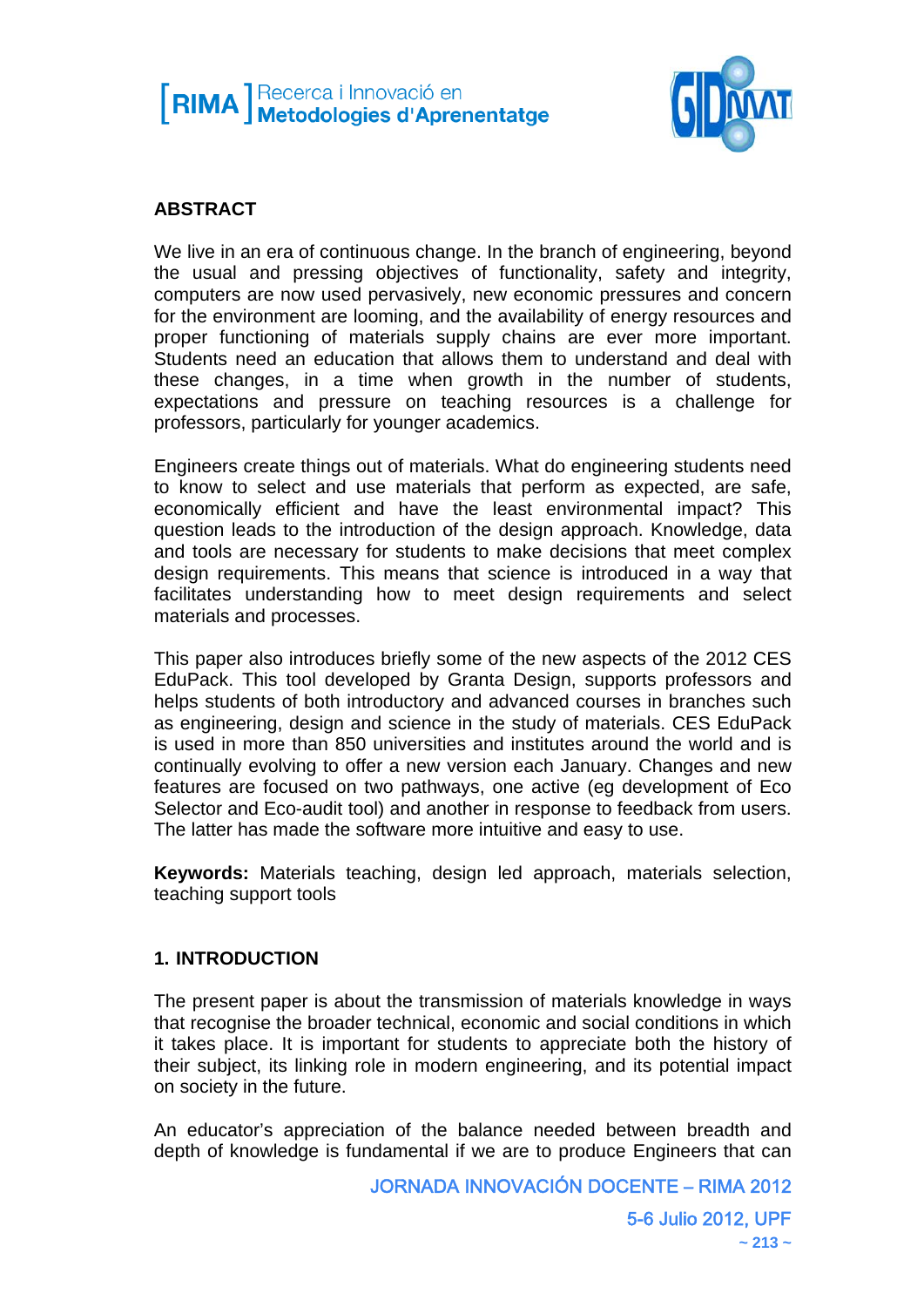## ABSTRACT

We live in an era of continuous change. In the branch of engineering, beyond the usual and pressing objectives of functionality, safety and integrity, computers are now used pervasively, new economic pressures and concern for the environment are looming, and the availability of energy resources and proper functioning of materials supply chains are ever more important. Students need an education that allows them to understand and deal with these changes, in a time when growth in the number of students, expectations and pressure on teaching resources is a challenge for professors, particularly for younger academics.

Engineers create things out of materials. What do engineering students need to know to select and use materials that perform as expected, are safe, economically efficient and have the least environmental impact? This question leads to the introduction of the design approach. Knowledge, data and tools are necessary for students to make decisions that meet complex design requirements. This means that science is introduced in a way that facilitates understanding how to meet design requirements and select materials and processes.

This paper also introduces briefly some of the new aspects of the 2012 CES EduPack. This tool developed by Granta Design, supports professors and helps students of both introductory and advanced courses in branches such as engineering, design and science in the study of materials. CES EduPack is used in more than 850 universities and institutes around the world and is continually evolving to offer a new version each January. Changes and new features are focused on two pathways, one active (eg development of Eco Selector and Eco-audit tool) and another in response to feedback from users. The latter has made the software more intuitive and easy to use.

**Keywords:** Materials teaching, design led approach, materials selection, teaching support tools

## 1. INTRODUCTION

The present paper is about the transmission of materials knowledge in ways that recognise the broader technical, economic and social conditions in which it takes place. It is important for students to appreciate both the history of their subject, its linking role in modern engineering, and its potential impact on society in the future.

An educator's appreciation of the balance needed between breadth and depth of knowledge is fundamental if we are to produce Engineers that can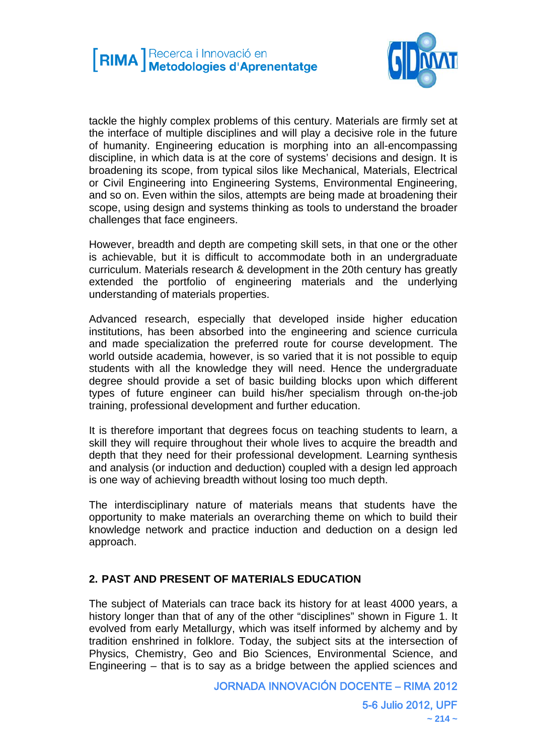tackle the highly complex problems of this century. Materials are firmly set at the interface of multiple disciplines and will play a decisive role in the future of humanity. Engineering education is morphing into an all-encompassing discipline, in which data is at the core of systems' decisions and design. It is broadening its scope, from typical silos like Mechanical, Materials, Electrical or Civil Engineering into Engineering Systems, Environmental Engineering, and so on. Even within the silos, attempts are being made at broadening their scope, using design and systems thinking as tools to understand the broader challenges that face engineers.

However, breadth and depth are competing skill sets, in that one or the other is achievable, but it is difficult to accommodate both in an undergraduate curriculum. Materials research & development in the 20th century has greatly extended the portfolio of engineering materials and the underlying understanding of materials properties.

Advanced research, especially that developed inside higher education institutions, has been absorbed into the engineering and science curricula and made specialization the preferred route for course development. The world outside academia, however, is so varied that it is not possible to equip students with all the knowledge they will need. Hence the undergraduate degree should provide a set of basic building blocks upon which different types of future engineer can build his/her specialism through on-the-job training, professional development and further education.

It is therefore important that degrees focus on teaching students to learn, a skill they will require throughout their whole lives to acquire the breadth and depth that they need for their professional development. Learning synthesis and analysis (or induction and deduction) coupled with a design led approach is one way of achieving breadth without losing too much depth.

The interdisciplinary nature of materials means that students have the opportunity to make materials an overarching theme on which to build their knowledge network and practice induction and deduction on a design led approach.

## 2. PAST AND PRESENT OF MATERIALS EDUCATION

The subject of Materials can trace back its history for at least 4000 years, a history longer than that of any of the other "disciplines" shown in Figure 1. It evolved from early Metallurgy, which was itself informed by alchemy and by tradition enshrined in folklore. Today, the subject sits at the intersection of Physics, Chemistry, Geo and Bio Sciences, Environmental Science, and Engineering – that is to say as a bridge between the applied sciences and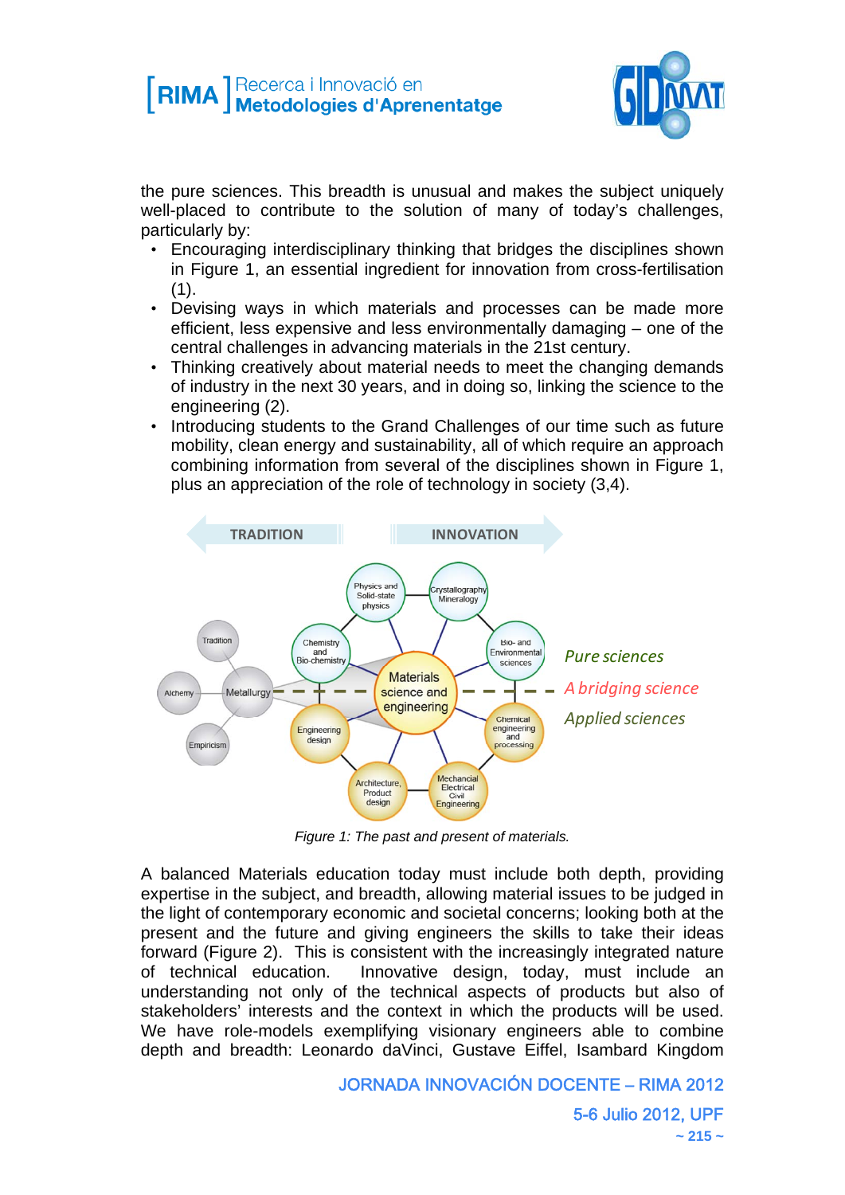the pure sciences. This breadth is unusual and makes the subject uniquely well-placed to contribute to the solution of many of today's challenges, particularly by:

- Encouraging interdisciplinary thinking that bridges the disciplines shown in Figure 1, an essential ingredient for innovation from cross-fertilisation (1).
- Devising ways in which materials and processes can be made more efficient, less expensive and less environmentally damaging – one of the central challenges in advancing materials in the 21st century.
- Thinking creatively about material needs to meet the changing demands of industry in the next 30 years, and in doing so, linking the science to the engineering (2).
- Introducing students to the Grand Challenges of our time such as future mobility, clean energy and sustainability, all of which require an approach combining information from several of the disciplines shown in Figure 1, plus an appreciation of the role of technology in society (3,4).

*Figure 1: The past and present of materials.*

A balanced Materials education today must include both depth, providing expertise in the subject, and breadth, allowing material issues to be judged in the light of contemporary economic and societal concerns; looking both at the present and the future and giving engineers the skills to take their ideas forward (Figure 2). This is consistent with the increasingly integrated nature of technical education. Innovative design, today, must include an understanding not only of the technical aspects of products but also of stakeholders' interests and the context in which the products will be used. We have role-models exemplifying visionary engineers able to combine depth and breadth: Leonardo daVinci, Gustave Eiffel, Isambard Kingdom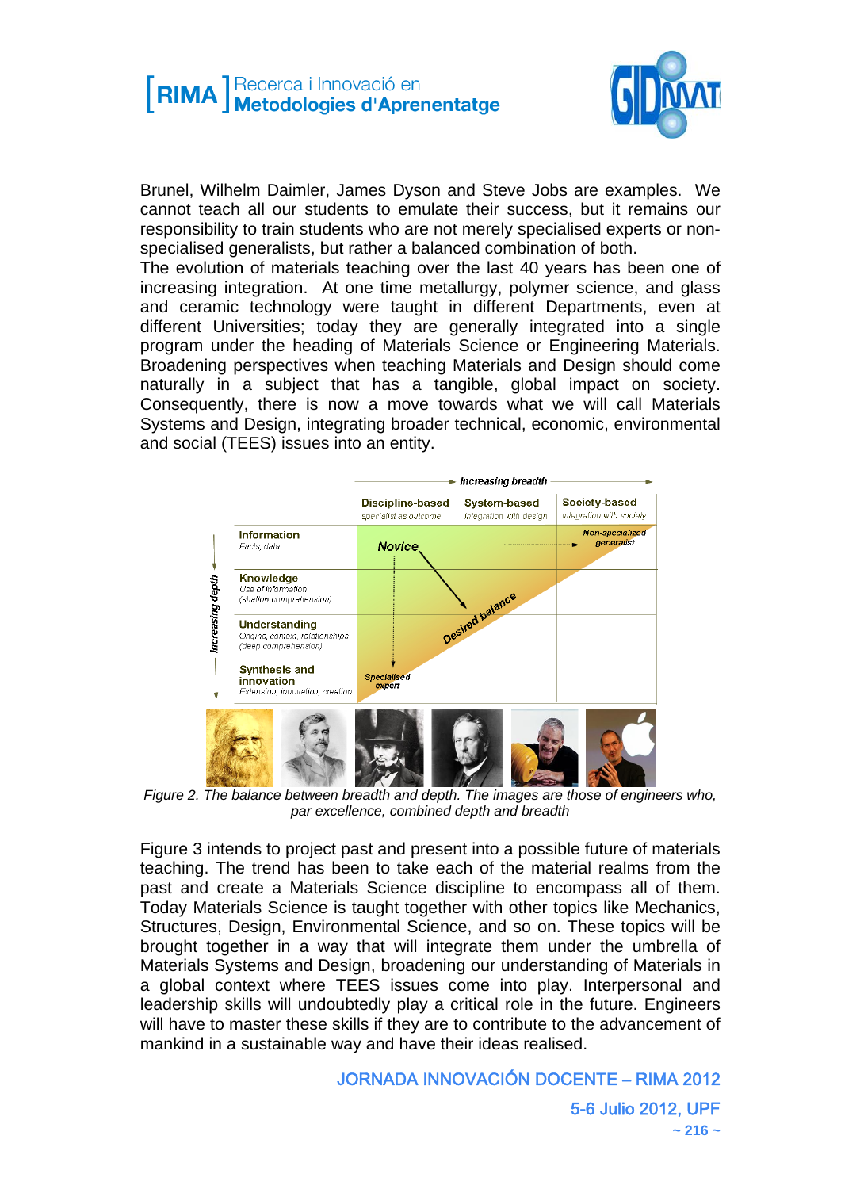Brunel, Wilhelm Daimler, James Dyson and Steve Jobs are examples. We cannot teach all our students to emulate their success, but it remains our responsibility to train students who are not merely specialised experts or non-specialised generalists, but rather a balanced combination of both.

The evolution of materials teaching over the last 40 years has been one of increasing integration. At one time metallurgy, polymer science, and glass and ceramic technology were taught in different Departments, even at different Universities; today they are generally integrated into a single program under the heading of Materials Science or Engineering Materials. Broadening perspectives when teaching Materials and Design should come naturally in a subject that has a tangible, global impact on society. Consequently, there is now a move towards what we will call Materials Systems and Design, integrating broader technical, economic, environmental and social (TEES) issues into an entity.

| | Discipline-based *specialist as outcome* | System-based *integration with design* | Society-based *integration with society* |
|---|---|---|---|
| **Information** *Facts, data* | Novice | | Non-specialized generalist |
| **Knowledge** *Use of information (shallow comprehension)* | | | |
| **Understanding** *Origins, context, relationships (deep comprehension)* | | Desired balance | |
| **Synthesis and innovation** *Extension, innovation, creation* | Specialised expert | | |

*Figure 2. The balance between breadth and depth. The images are those of engineers who, par excellence, combined depth and breadth*

Figure 3 intends to project past and present into a possible future of materials teaching. The trend has been to take each of the material realms from the past and create a Materials Science discipline to encompass all of them. Today Materials Science is taught together with other topics like Mechanics, Structures, Design, Environmental Science, and so on. These topics will be brought together in a way that will integrate them under the umbrella of Materials Systems and Design, broadening our understanding of Materials in a global context where TEES issues come into play. Interpersonal and leadership skills will undoubtedly play a critical role in the future. Engineers will have to master these skills if they are to contribute to the advancement of mankind in a sustainable way and have their ideas realised.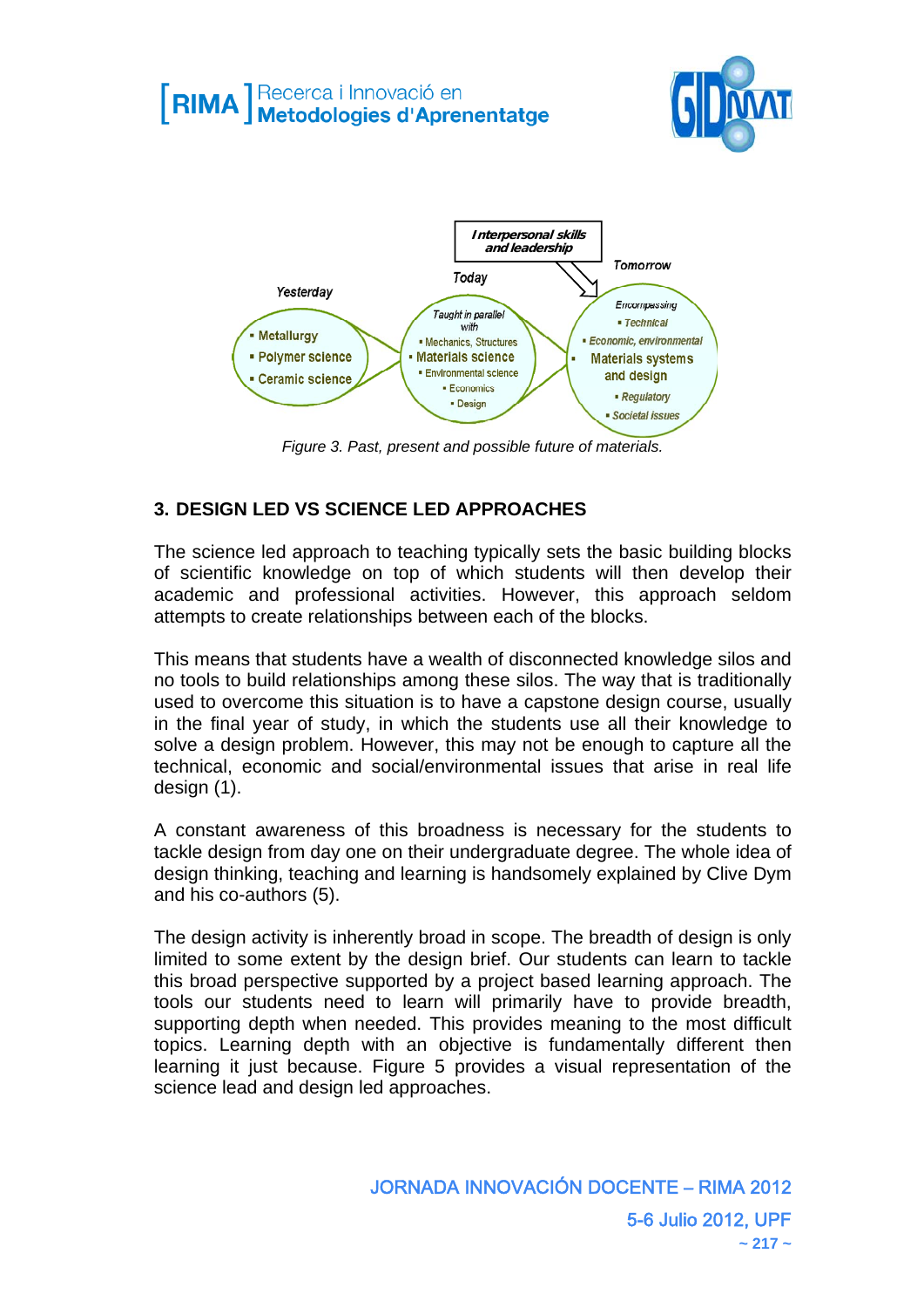Yesterday

- Metallurgy
- Polymer science
- Ceramic science

Today

Taught in parallel with

- Mechanics, Structures
- Materials science
- Environmental science
- Economics
- Design

Interpersonal skills and leadership

Tomorrow

Encompassing

- Technical
- Economic, environmental
- Materials systems and design
- Regulatory
- Societal issues

*Figure 3. Past, present and possible future of materials.*

## 3. DESIGN LED VS SCIENCE LED APPROACHES

The science led approach to teaching typically sets the basic building blocks of scientific knowledge on top of which students will then develop their academic and professional activities. However, this approach seldom attempts to create relationships between each of the blocks.

This means that students have a wealth of disconnected knowledge silos and no tools to build relationships among these silos. The way that is traditionally used to overcome this situation is to have a capstone design course, usually in the final year of study, in which the students use all their knowledge to solve a design problem. However, this may not be enough to capture all the technical, economic and social/environmental issues that arise in real life design (1).

A constant awareness of this broadness is necessary for the students to tackle design from day one on their undergraduate degree. The whole idea of design thinking, teaching and learning is handsomely explained by Clive Dym and his co-authors (5).

The design activity is inherently broad in scope. The breadth of design is only limited to some extent by the design brief. Our students can learn to tackle this broad perspective supported by a project based learning approach. The tools our students need to learn will primarily have to provide breadth, supporting depth when needed. This provides meaning to the most difficult topics. Learning depth with an objective is fundamentally different then learning it just because. Figure 5 provides a visual representation of the science lead and design led approaches.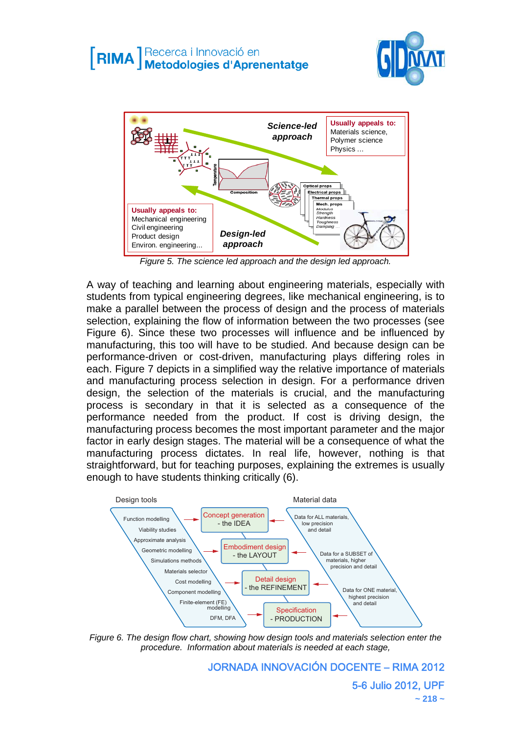Figure 5. The science led approach and the design led approach.

A way of teaching and learning about engineering materials, especially with students from typical engineering degrees, like mechanical engineering, is to make a parallel between the process of design and the process of materials selection, explaining the flow of information between the two processes (see Figure 6). Since these two processes will influence and be influenced by manufacturing, this too will have to be studied. And because design can be performance-driven or cost-driven, manufacturing plays differing roles in each. Figure 7 depicts in a simplified way the relative importance of materials and manufacturing process selection in design. For a performance driven design, the selection of the materials is crucial, and the manufacturing process is secondary in that it is selected as a consequence of the performance needed from the product. If cost is driving design, the manufacturing process becomes the most important parameter and the major factor in early design stages. The material will be a consequence of what the manufacturing process dictates. In real life, however, nothing is that straightforward, but for teaching purposes, explaining the extremes is usually enough to have students thinking critically (6).

Figure 6. The design flow chart, showing how design tools and materials selection enter the procedure. Information about materials is needed at each stage,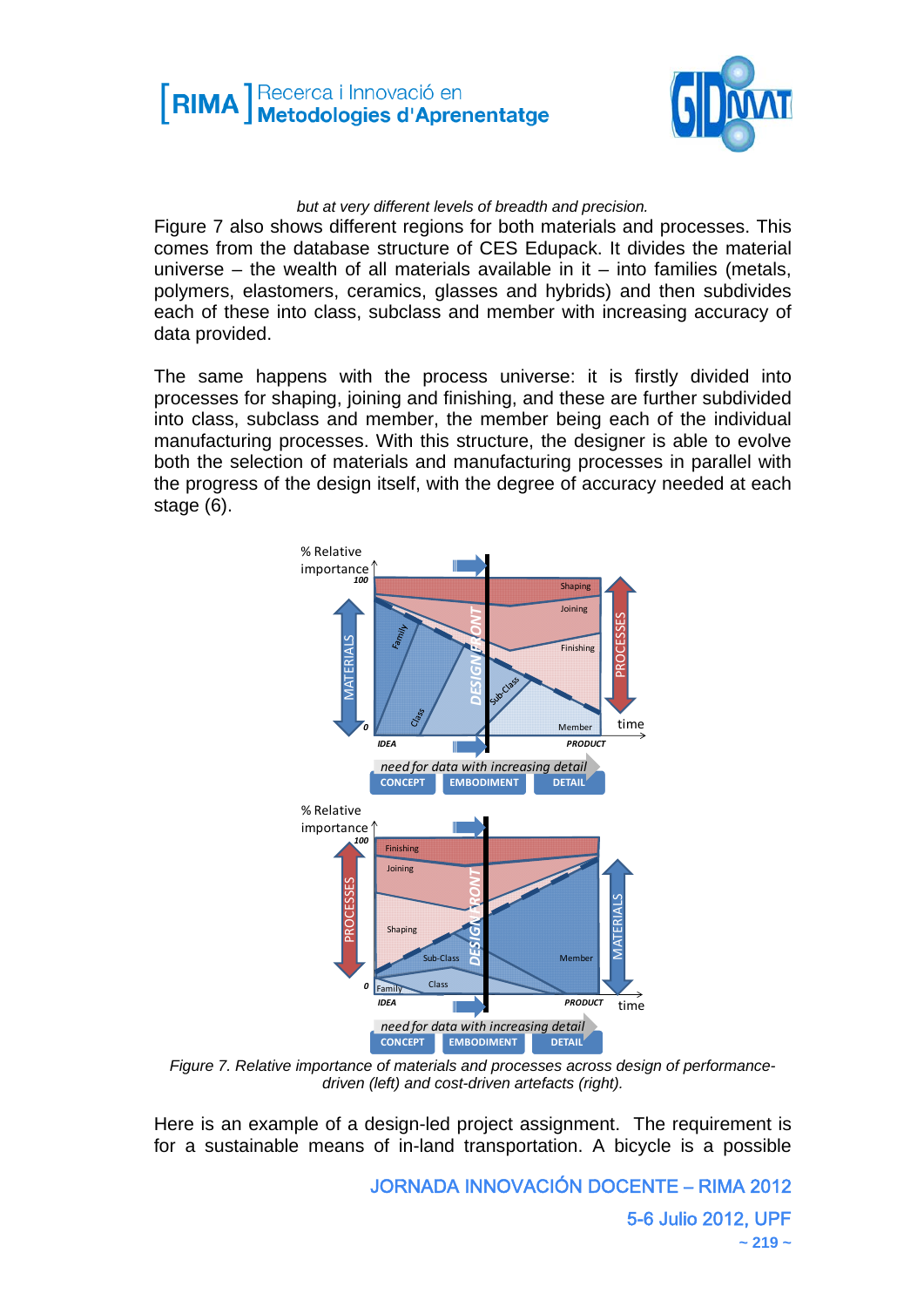*but at very different levels of breadth and precision.*

Figure 7 also shows different regions for both materials and processes. This comes from the database structure of CES Edupack. It divides the material universe – the wealth of all materials available in it – into families (metals, polymers, elastomers, ceramics, glasses and hybrids) and then subdivides each of these into class, subclass and member with increasing accuracy of data provided.

The same happens with the process universe: it is firstly divided into processes for shaping, joining and finishing, and these are further subdivided into class, subclass and member, the member being each of the individual manufacturing processes. With this structure, the designer is able to evolve both the selection of materials and manufacturing processes in parallel with the progress of the design itself, with the degree of accuracy needed at each stage (6).

*Figure 7. Relative importance of materials and processes across design of performance-driven (left) and cost-driven artefacts (right).*

Here is an example of a design-led project assignment. The requirement is for a sustainable means of in-land transportation. A bicycle is a possible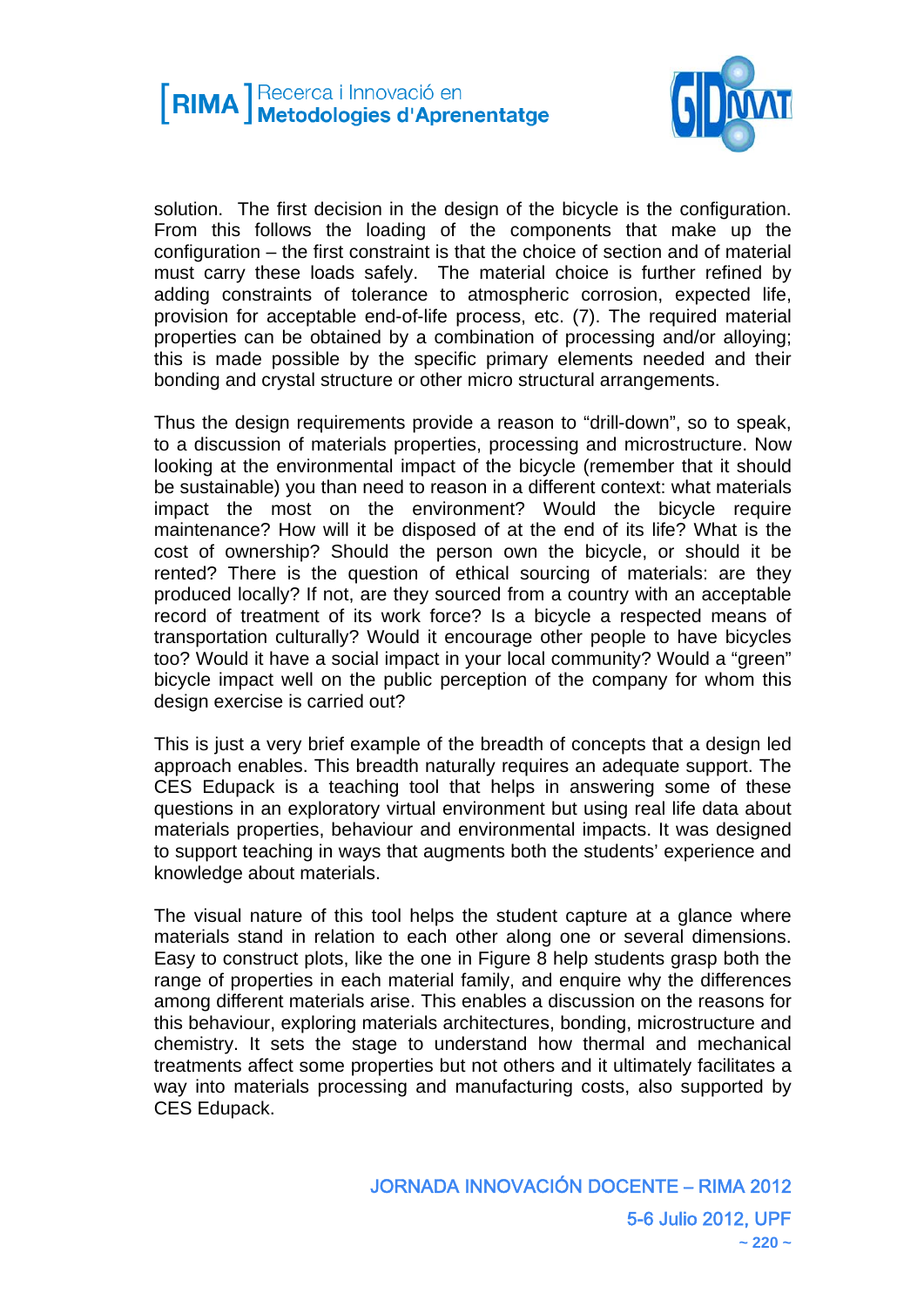solution. The first decision in the design of the bicycle is the configuration. From this follows the loading of the components that make up the configuration – the first constraint is that the choice of section and of material must carry these loads safely. The material choice is further refined by adding constraints of tolerance to atmospheric corrosion, expected life, provision for acceptable end-of-life process, etc. (7). The required material properties can be obtained by a combination of processing and/or alloying; this is made possible by the specific primary elements needed and their bonding and crystal structure or other micro structural arrangements.

Thus the design requirements provide a reason to "drill-down", so to speak, to a discussion of materials properties, processing and microstructure. Now looking at the environmental impact of the bicycle (remember that it should be sustainable) you than need to reason in a different context: what materials impact the most on the environment? Would the bicycle require maintenance? How will it be disposed of at the end of its life? What is the cost of ownership? Should the person own the bicycle, or should it be rented? There is the question of ethical sourcing of materials: are they produced locally? If not, are they sourced from a country with an acceptable record of treatment of its work force? Is a bicycle a respected means of transportation culturally? Would it encourage other people to have bicycles too? Would it have a social impact in your local community? Would a "green" bicycle impact well on the public perception of the company for whom this design exercise is carried out?

This is just a very brief example of the breadth of concepts that a design led approach enables. This breadth naturally requires an adequate support. The CES Edupack is a teaching tool that helps in answering some of these questions in an exploratory virtual environment but using real life data about materials properties, behaviour and environmental impacts. It was designed to support teaching in ways that augments both the students' experience and knowledge about materials.

The visual nature of this tool helps the student capture at a glance where materials stand in relation to each other along one or several dimensions. Easy to construct plots, like the one in Figure 8 help students grasp both the range of properties in each material family, and enquire why the differences among different materials arise. This enables a discussion on the reasons for this behaviour, exploring materials architectures, bonding, microstructure and chemistry. It sets the stage to understand how thermal and mechanical treatments affect some properties but not others and it ultimately facilitates a way into materials processing and manufacturing costs, also supported by CES Edupack.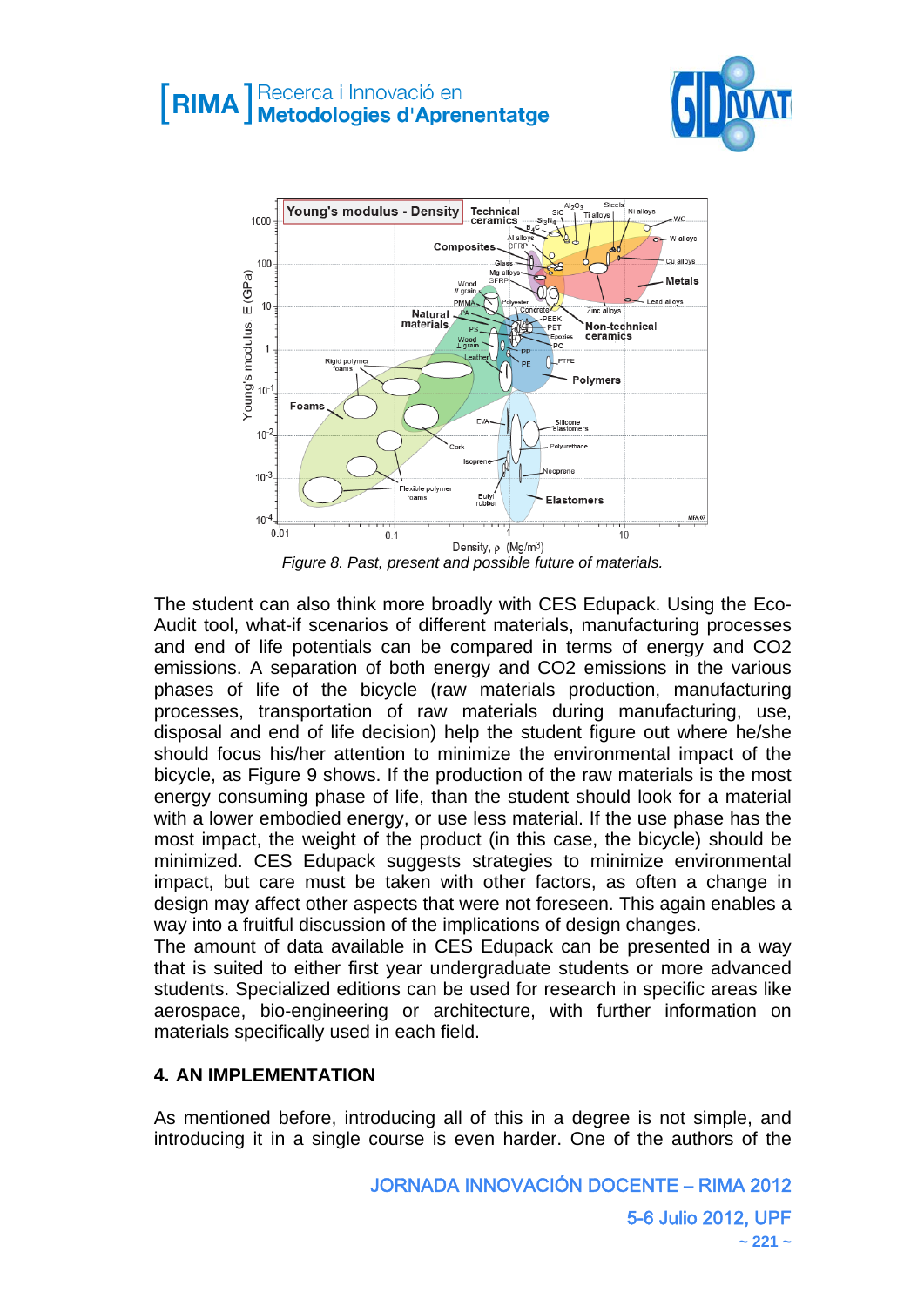*Figure 8. Past, present and possible future of materials.*

The student can also think more broadly with CES Edupack. Using the Eco-Audit tool, what-if scenarios of different materials, manufacturing processes and end of life potentials can be compared in terms of energy and CO2 emissions. A separation of both energy and CO2 emissions in the various phases of life of the bicycle (raw materials production, manufacturing processes, transportation of raw materials during manufacturing, use, disposal and end of life decision) help the student figure out where he/she should focus his/her attention to minimize the environmental impact of the bicycle, as Figure 9 shows. If the production of the raw materials is the most energy consuming phase of life, than the student should look for a material with a lower embodied energy, or use less material. If the use phase has the most impact, the weight of the product (in this case, the bicycle) should be minimized. CES Edupack suggests strategies to minimize environmental impact, but care must be taken with other factors, as often a change in design may affect other aspects that were not foreseen. This again enables a way into a fruitful discussion of the implications of design changes.
The amount of data available in CES Edupack can be presented in a way that is suited to either first year undergraduate students or more advanced students. Specialized editions can be used for research in specific areas like aerospace, bio-engineering or architecture, with further information on materials specifically used in each field.

## 4. AN IMPLEMENTATION

As mentioned before, introducing all of this in a degree is not simple, and introducing it in a single course is even harder. One of the authors of the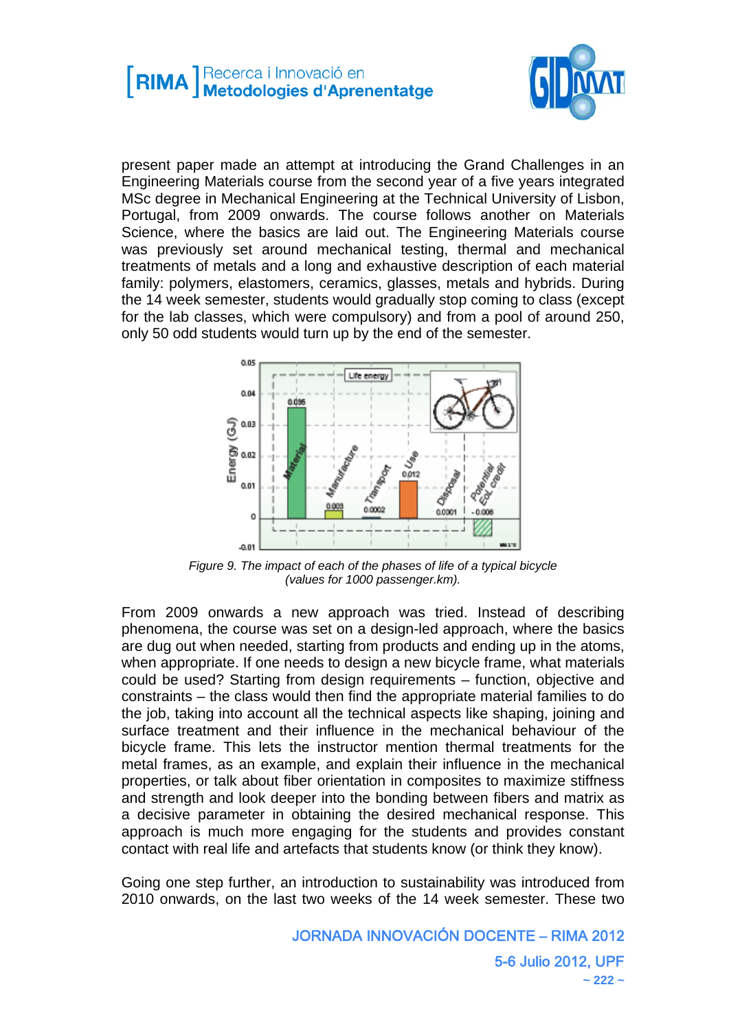present paper made an attempt at introducing the Grand Challenges in an Engineering Materials course from the second year of a five years integrated MSc degree in Mechanical Engineering at the Technical University of Lisbon, Portugal, from 2009 onwards. The course follows another on Materials Science, where the basics are laid out. The Engineering Materials course was previously set around mechanical testing, thermal and mechanical treatments of metals and a long and exhaustive description of each material family: polymers, elastomers, ceramics, glasses, metals and hybrids. During the 14 week semester, students would gradually stop coming to class (except for the lab classes, which were compulsory) and from a pool of around 250, only 50 odd students would turn up by the end of the semester.

*Figure 9. The impact of each of the phases of life of a typical bicycle (values for 1000 passenger.km).*

From 2009 onwards a new approach was tried. Instead of describing phenomena, the course was set on a design-led approach, where the basics are dug out when needed, starting from products and ending up in the atoms, when appropriate. If one needs to design a new bicycle frame, what materials could be used? Starting from design requirements – function, objective and constraints – the class would then find the appropriate material families to do the job, taking into account all the technical aspects like shaping, joining and surface treatment and their influence in the mechanical behaviour of the bicycle frame. This lets the instructor mention thermal treatments for the metal frames, as an example, and explain their influence in the mechanical properties, or talk about fiber orientation in composites to maximize stiffness and strength and look deeper into the bonding between fibers and matrix as a decisive parameter in obtaining the desired mechanical response. This approach is much more engaging for the students and provides constant contact with real life and artefacts that students know (or think they know).

Going one step further, an introduction to sustainability was introduced from 2010 onwards, on the last two weeks of the 14 week semester. These two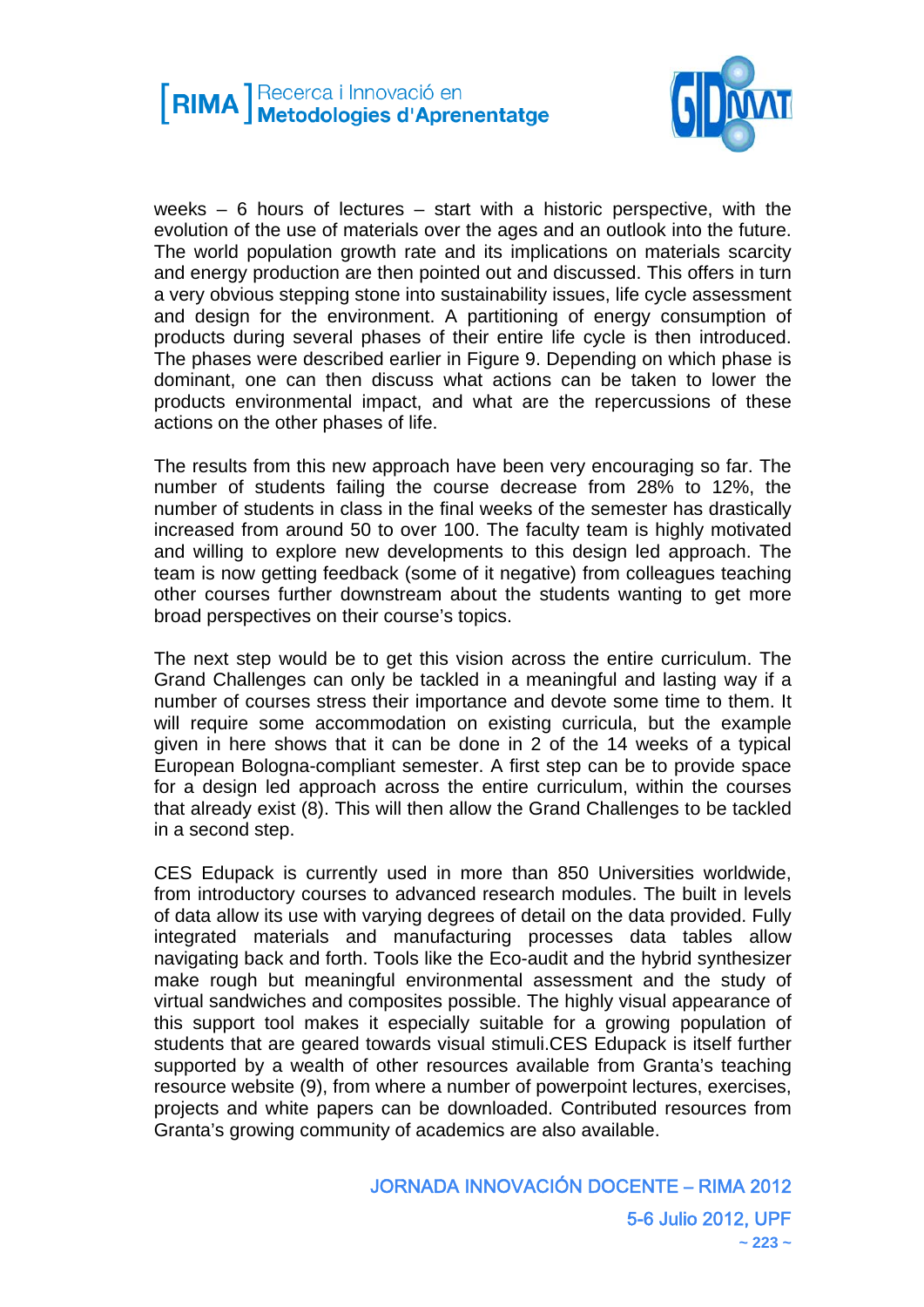weeks – 6 hours of lectures – start with a historic perspective, with the evolution of the use of materials over the ages and an outlook into the future. The world population growth rate and its implications on materials scarcity and energy production are then pointed out and discussed. This offers in turn a very obvious stepping stone into sustainability issues, life cycle assessment and design for the environment. A partitioning of energy consumption of products during several phases of their entire life cycle is then introduced. The phases were described earlier in Figure 9. Depending on which phase is dominant, one can then discuss what actions can be taken to lower the products environmental impact, and what are the repercussions of these actions on the other phases of life.

The results from this new approach have been very encouraging so far. The number of students failing the course decrease from 28% to 12%, the number of students in class in the final weeks of the semester has drastically increased from around 50 to over 100. The faculty team is highly motivated and willing to explore new developments to this design led approach. The team is now getting feedback (some of it negative) from colleagues teaching other courses further downstream about the students wanting to get more broad perspectives on their course's topics.

The next step would be to get this vision across the entire curriculum. The Grand Challenges can only be tackled in a meaningful and lasting way if a number of courses stress their importance and devote some time to them. It will require some accommodation on existing curricula, but the example given in here shows that it can be done in 2 of the 14 weeks of a typical European Bologna-compliant semester. A first step can be to provide space for a design led approach across the entire curriculum, within the courses that already exist (8). This will then allow the Grand Challenges to be tackled in a second step.

CES Edupack is currently used in more than 850 Universities worldwide, from introductory courses to advanced research modules. The built in levels of data allow its use with varying degrees of detail on the data provided. Fully integrated materials and manufacturing processes data tables allow navigating back and forth. Tools like the Eco-audit and the hybrid synthesizer make rough but meaningful environmental assessment and the study of virtual sandwiches and composites possible. The highly visual appearance of this support tool makes it especially suitable for a growing population of students that are geared towards visual stimuli.CES Edupack is itself further supported by a wealth of other resources available from Granta's teaching resource website (9), from where a number of powerpoint lectures, exercises, projects and white papers can be downloaded. Contributed resources from Granta's growing community of academics are also available.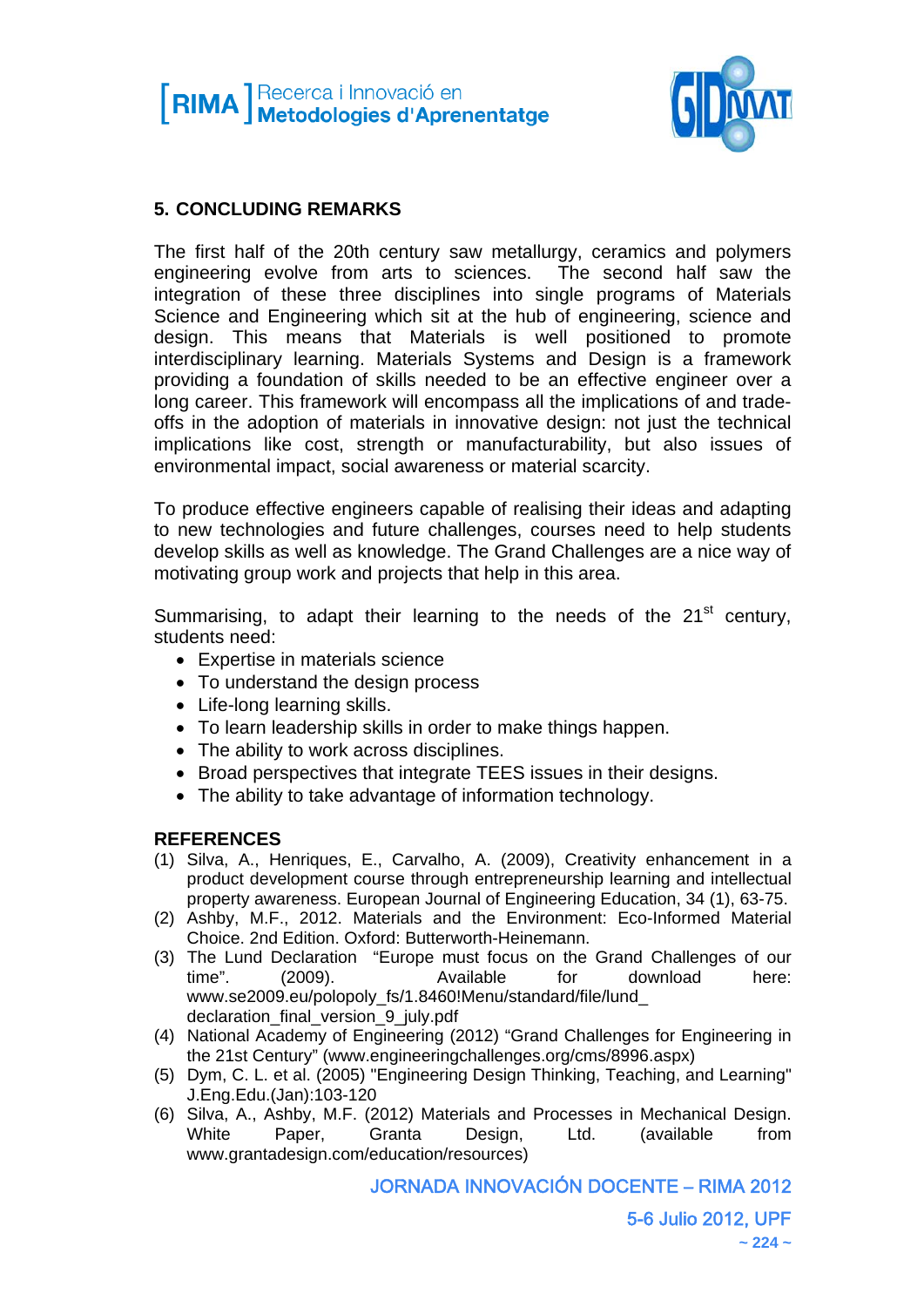## 5. CONCLUDING REMARKS

The first half of the 20th century saw metallurgy, ceramics and polymers engineering evolve from arts to sciences. The second half saw the integration of these three disciplines into single programs of Materials Science and Engineering which sit at the hub of engineering, science and design. This means that Materials is well positioned to promote interdisciplinary learning. Materials Systems and Design is a framework providing a foundation of skills needed to be an effective engineer over a long career. This framework will encompass all the implications of and trade-offs in the adoption of materials in innovative design: not just the technical implications like cost, strength or manufacturability, but also issues of environmental impact, social awareness or material scarcity.

To produce effective engineers capable of realising their ideas and adapting to new technologies and future challenges, courses need to help students develop skills as well as knowledge. The Grand Challenges are a nice way of motivating group work and projects that help in this area.

Summarising, to adapt their learning to the needs of the 21st century, students need:

- Expertise in materials science
- To understand the design process
- Life-long learning skills.
- To learn leadership skills in order to make things happen.
- The ability to work across disciplines.
- Broad perspectives that integrate TEES issues in their designs.
- The ability to take advantage of information technology.

## REFERENCES

(1) Silva, A., Henriques, E., Carvalho, A. (2009), Creativity enhancement in a product development course through entrepreneurship learning and intellectual property awareness. European Journal of Engineering Education, 34 (1), 63-75.

(2) Ashby, M.F., 2012. Materials and the Environment: Eco-Informed Material Choice. 2nd Edition. Oxford: Butterworth-Heinemann.

(3) The Lund Declaration "Europe must focus on the Grand Challenges of our time". (2009). Available for download here: www.se2009.eu/polopoly_fs/1.8460!Menu/standard/file/lund_declaration_final_version_9_july.pdf

(4) National Academy of Engineering (2012) "Grand Challenges for Engineering in the 21st Century" (www.engineeringchallenges.org/cms/8996.aspx)

(5) Dym, C. L. et al. (2005) "Engineering Design Thinking, Teaching, and Learning" J.Eng.Edu.(Jan):103-120

(6) Silva, A., Ashby, M.F. (2012) Materials and Processes in Mechanical Design. White Paper, Granta Design, Ltd. (available from www.grantadesign.com/education/resources)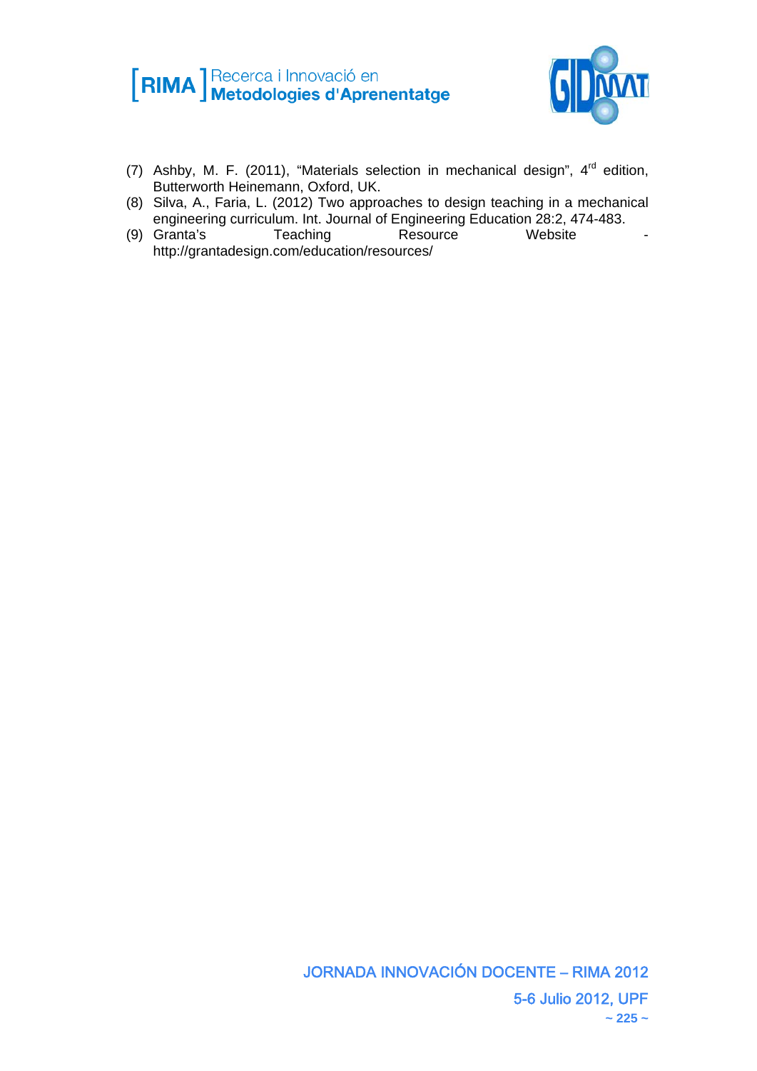(7) Ashby, M. F. (2011), “Materials selection in mechanical design”, 4$^{rd}$ edition, Butterworth Heinemann, Oxford, UK.

(8) Silva, A., Faria, L. (2012) Two approaches to design teaching in a mechanical engineering curriculum. Int. Journal of Engineering Education 28:2, 474-483.

(9) Granta’s Teaching Resource Website - http://grantadesign.com/education/resources/